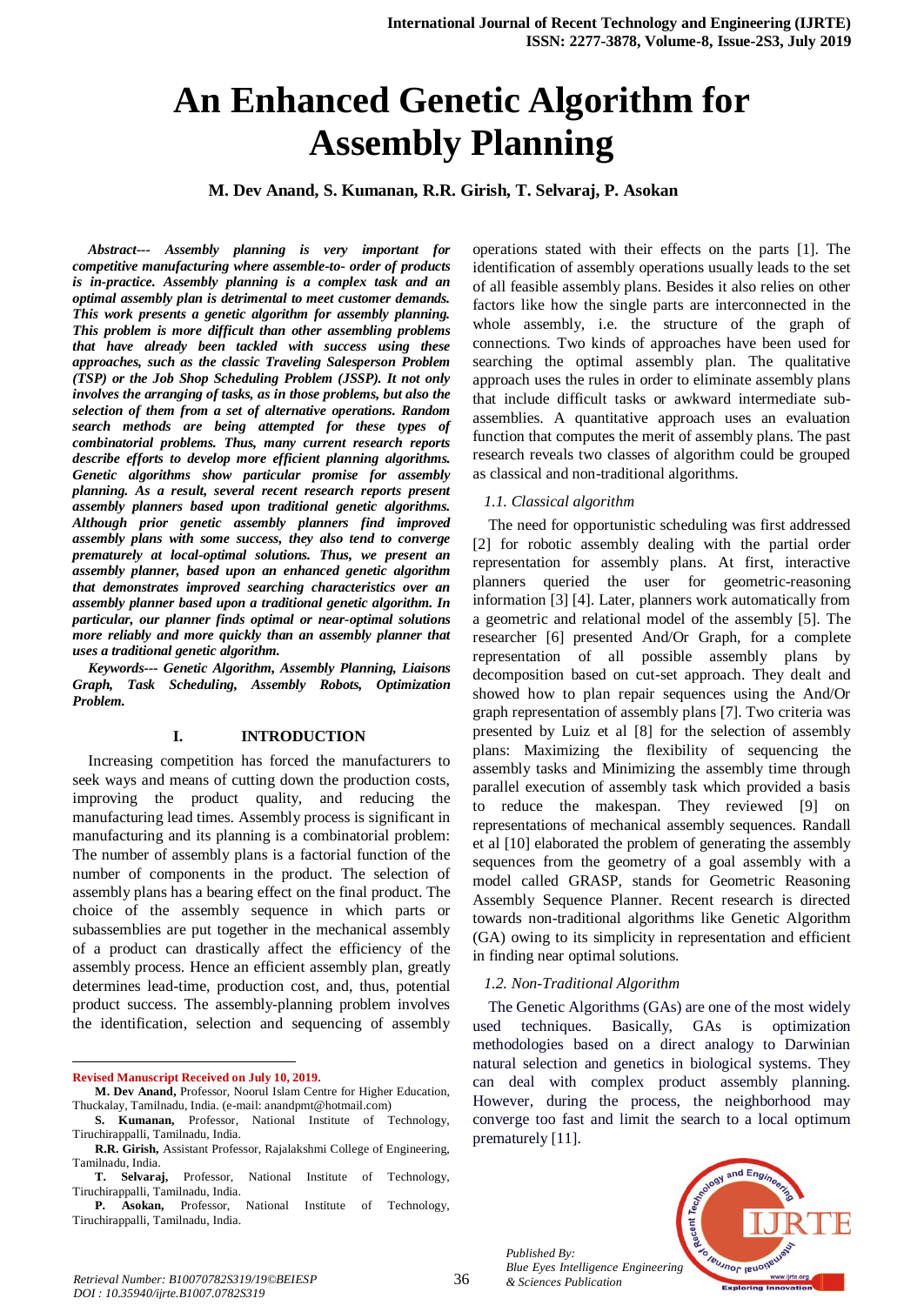# An Enhanced Genetic Algorithm for Assembly Planning

**M. Dev Anand, S. Kumanan, R.R. Girish, T. Selvaraj, P. Asokan**

***Abstract--- Assembly planning is very important for competitive manufacturing where assemble-to- order of products is in-practice. Assembly planning is a complex task and an optimal assembly plan is detrimental to meet customer demands. This work presents a genetic algorithm for assembly planning. This problem is more difficult than other assembling problems that have already been tackled with success using these approaches, such as the classic Traveling Salesperson Problem (TSP) or the Job Shop Scheduling Problem (JSSP). It not only involves the arranging of tasks, as in those problems, but also the selection of them from a set of alternative operations. Random search methods are being attempted for these types of combinatorial problems. Thus, many current research reports describe efforts to develop more efficient planning algorithms. Genetic algorithms show particular promise for assembly planning. As a result, several recent research reports present assembly planners based upon traditional genetic algorithms. Although prior genetic assembly planners find improved assembly plans with some success, they also tend to converge prematurely at local-optimal solutions. Thus, we present an assembly planner, based upon an enhanced genetic algorithm that demonstrates improved searching characteristics over an assembly planner based upon a traditional genetic algorithm. In particular, our planner finds optimal or near-optimal solutions more reliably and more quickly than an assembly planner that uses a traditional genetic algorithm.***

***Keywords--- Genetic Algorithm, Assembly Planning, Liaisons Graph, Task Scheduling, Assembly Robots, Optimization Problem.***

## I. INTRODUCTION

Increasing competition has forced the manufacturers to seek ways and means of cutting down the production costs, improving the product quality, and reducing the manufacturing lead times. Assembly process is significant in manufacturing and its planning is a combinatorial problem: The number of assembly plans is a factorial function of the number of components in the product. The selection of assembly plans has a bearing effect on the final product. The choice of the assembly sequence in which parts or subassemblies are put together in the mechanical assembly of a product can drastically affect the efficiency of the assembly process. Hence an efficient assembly plan, greatly determines lead-time, production cost, and, thus, potential product success. The assembly-planning problem involves the identification, selection and sequencing of assembly operations stated with their effects on the parts [1]. The identification of assembly operations usually leads to the set of all feasible assembly plans. Besides it also relies on other factors like how the single parts are interconnected in the whole assembly, i.e. the structure of the graph of connections. Two kinds of approaches have been used for searching the optimal assembly plan. The qualitative approach uses the rules in order to eliminate assembly plans that include difficult tasks or awkward intermediate sub-assemblies. A quantitative approach uses an evaluation function that computes the merit of assembly plans. The past research reveals two classes of algorithm could be grouped as classical and non-traditional algorithms.

### *1.1. Classical algorithm*

The need for opportunistic scheduling was first addressed [2] for robotic assembly dealing with the partial order representation for assembly plans. At first, interactive planners queried the user for geometric-reasoning information [3] [4]. Later, planners work automatically from a geometric and relational model of the assembly [5]. The researcher [6] presented And/Or Graph, for a complete representation of all possible assembly plans by decomposition based on cut-set approach. They dealt and showed how to plan repair sequences using the And/Or graph representation of assembly plans [7]. Two criteria was presented by Luiz et al [8] for the selection of assembly plans: Maximizing the flexibility of sequencing the assembly tasks and Minimizing the assembly time through parallel execution of assembly task which provided a basis to reduce the makespan. They reviewed [9] on representations of mechanical assembly sequences. Randall et al [10] elaborated the problem of generating the assembly sequences from the geometry of a goal assembly with a model called GRASP, stands for Geometric Reasoning Assembly Sequence Planner. Recent research is directed towards non-traditional algorithms like Genetic Algorithm (GA) owing to its simplicity in representation and efficient in finding near optimal solutions.

### *1.2. Non-Traditional Algorithm*

The Genetic Algorithms (GAs) are one of the most widely used techniques. Basically, GAs is optimization methodologies based on a direct analogy to Darwinian natural selection and genetics in biological systems. They can deal with complex product assembly planning. However, during the process, the neighborhood may converge too fast and limit the search to a local optimum prematurely [11].

---

**Revised Manuscript Received on July 10, 2019.**

**M. Dev Anand,** Professor, Noorul Islam Centre for Higher Education, Thuckalay, Tamilnadu, India. (e-mail: anandpmt@hotmail.com)

**S. Kumanan,** Professor, National Institute of Technology, Tiruchirappalli, Tamilnadu, India.

**R.R. Girish,** Assistant Professor, Rajalakshmi College of Engineering, Tamilnadu, India.

**T. Selvaraj,** Professor, National Institute of Technology, Tiruchirappalli, Tamilnadu, India.

**P. Asokan,** Professor, National Institute of Technology, Tiruchirappalli, Tamilnadu, India.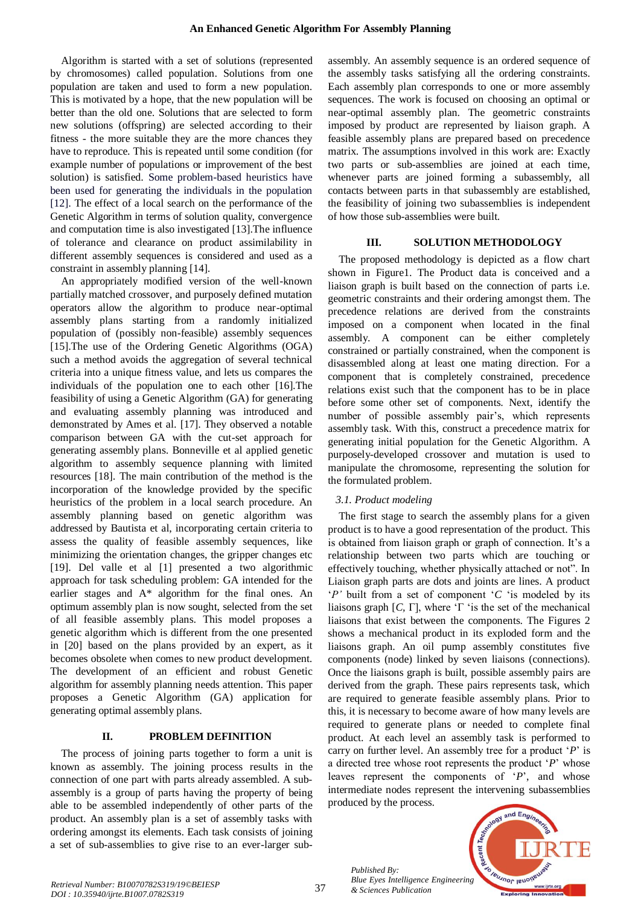Algorithm is started with a set of solutions (represented by chromosomes) called population. Solutions from one population are taken and used to form a new population. This is motivated by a hope, that the new population will be better than the old one. Solutions that are selected to form new solutions (offspring) are selected according to their fitness - the more suitable they are the more chances they have to reproduce. This is repeated until some condition (for example number of populations or improvement of the best solution) is satisfied. Some problem-based heuristics have been used for generating the individuals in the population [12]. The effect of a local search on the performance of the Genetic Algorithm in terms of solution quality, convergence and computation time is also investigated [13].The influence of tolerance and clearance on product assimilability in different assembly sequences is considered and used as a constraint in assembly planning [14].

An appropriately modified version of the well-known partially matched crossover, and purposely defined mutation operators allow the algorithm to produce near-optimal assembly plans starting from a randomly initialized population of (possibly non-feasible) assembly sequences [15].The use of the Ordering Genetic Algorithms (OGA) such a method avoids the aggregation of several technical criteria into a unique fitness value, and lets us compares the individuals of the population one to each other [16].The feasibility of using a Genetic Algorithm (GA) for generating and evaluating assembly planning was introduced and demonstrated by Ames et al. [17]. They observed a notable comparison between GA with the cut-set approach for generating assembly plans. Bonneville et al applied genetic algorithm to assembly sequence planning with limited resources [18]. The main contribution of the method is the incorporation of the knowledge provided by the specific heuristics of the problem in a local search procedure. An assembly planning based on genetic algorithm was addressed by Bautista et al, incorporating certain criteria to assess the quality of feasible assembly sequences, like minimizing the orientation changes, the gripper changes etc [19]. Del valle et al [1] presented a two algorithmic approach for task scheduling problem: GA intended for the earlier stages and A* algorithm for the final ones. An optimum assembly plan is now sought, selected from the set of all feasible assembly plans. This model proposes a genetic algorithm which is different from the one presented in [20] based on the plans provided by an expert, as it becomes obsolete when comes to new product development. The development of an efficient and robust Genetic algorithm for assembly planning needs attention. This paper proposes a Genetic Algorithm (GA) application for generating optimal assembly plans.

## II. PROBLEM DEFINITION

The process of joining parts together to form a unit is known as assembly. The joining process results in the connection of one part with parts already assembled. A sub-assembly is a group of parts having the property of being able to be assembled independently of other parts of the product. An assembly plan is a set of assembly tasks with ordering amongst its elements. Each task consists of joining a set of sub-assemblies to give rise to an ever-larger sub-assembly. An assembly sequence is an ordered sequence of the assembly tasks satisfying all the ordering constraints. Each assembly plan corresponds to one or more assembly sequences. The work is focused on choosing an optimal or near-optimal assembly plan. The geometric constraints imposed by product are represented by liaison graph. A feasible assembly plans are prepared based on precedence matrix. The assumptions involved in this work are: Exactly two parts or sub-assemblies are joined at each time, whenever parts are joined forming a subassembly, all contacts between parts in that subassembly are established, the feasibility of joining two subassemblies is independent of how those sub-assemblies were built.

## III. SOLUTION METHODOLOGY

The proposed methodology is depicted as a flow chart shown in Figure1. The Product data is conceived and a liaison graph is built based on the connection of parts i.e. geometric constraints and their ordering amongst them. The precedence relations are derived from the constraints imposed on a component when located in the final assembly. A component can be either completely constrained or partially constrained, when the component is disassembled along at least one mating direction. For a component that is completely constrained, precedence relations exist such that the component has to be in place before some other set of components. Next, identify the number of possible assembly pair's, which represents assembly task. With this, construct a precedence matrix for generating initial population for the Genetic Algorithm. A purposely-developed crossover and mutation is used to manipulate the chromosome, representing the solution for the formulated problem.

### *3.1. Product modeling*

The first stage to search the assembly plans for a given product is to have a good representation of the product. This is obtained from liaison graph or graph of connection. It's a relationship between two parts which are touching or effectively touching, whether physically attached or not". In Liaison graph parts are dots and joints are lines. A product '*P'* built from a set of component '*C* 'is modeled by its liaisons graph [*C*, Γ], where 'Γ 'is the set of the mechanical liaisons that exist between the components. The Figures 2 shows a mechanical product in its exploded form and the liaisons graph. An oil pump assembly constitutes five components (node) linked by seven liaisons (connections). Once the liaisons graph is built, possible assembly pairs are derived from the graph. These pairs represents task, which are required to generate feasible assembly plans. Prior to this, it is necessary to become aware of how many levels are required to generate plans or needed to complete final product. At each level an assembly task is performed to carry on further level. An assembly tree for a product '*P*' is a directed tree whose root represents the product '*P*' whose leaves represent the components of '*P*', and whose intermediate nodes represent the intervening subassemblies produced by the process.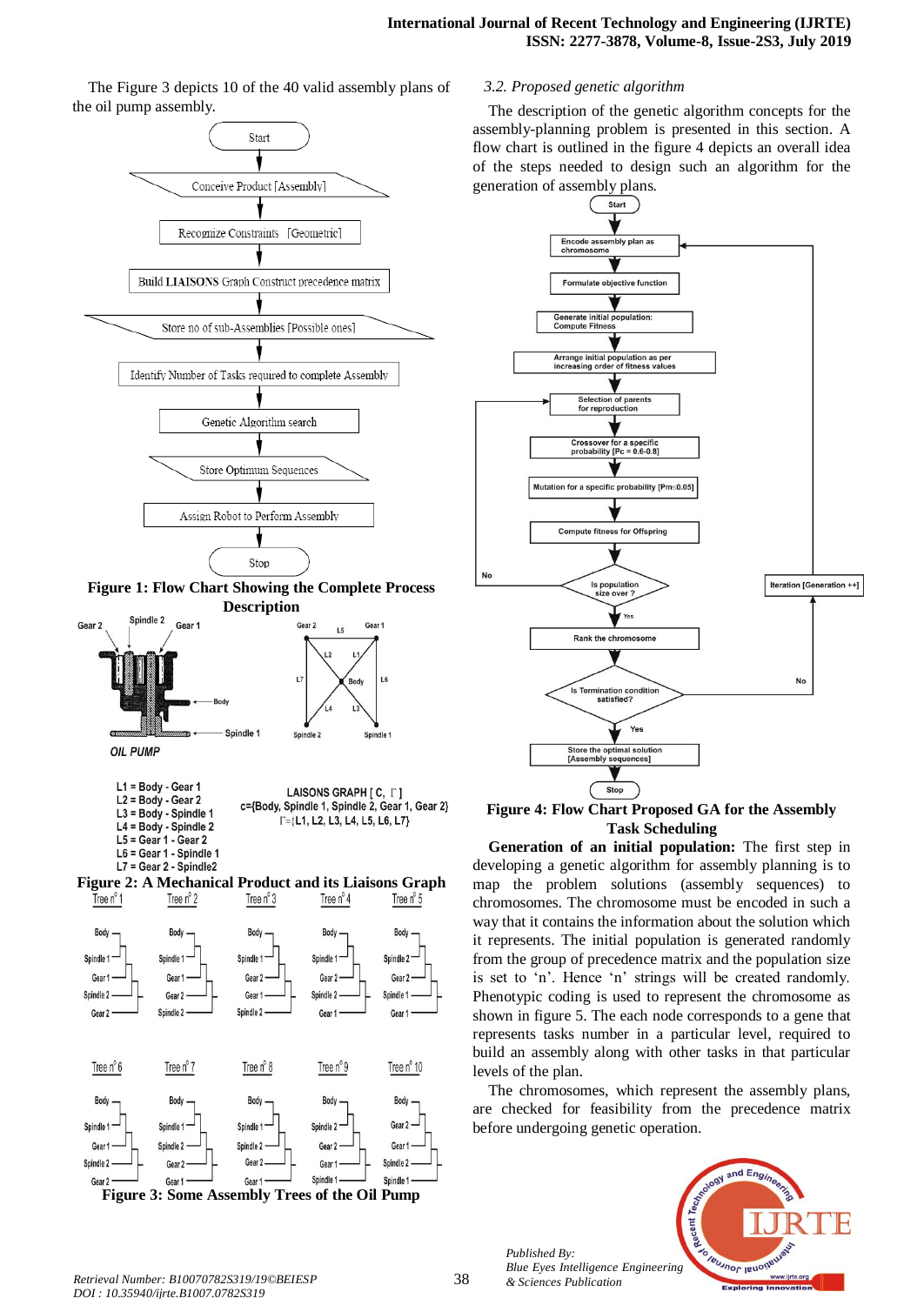The Figure 3 depicts 10 of the 40 valid assembly plans of the oil pump assembly.

Start

Conceive Product [Assembly]

Recognize Constraints [Geometric]

Build LIAISONS Graph Construct precedence matrix

Store no of sub-Assemblies [Possible ones]

Identify Number of Tasks required to complete Assembly

Genetic Algorithm search

Store Optimum Sequences

Assign Robot to Perform Assembly

Stop

**Figure 1: Flow Chart Showing the Complete Process Description**

Gear 2 Spindle 2 Gear 1 Body Spindle 1 OIL PUMP

Gear 2 L5 Gear 1 L2 L1 L7 Body L6 L4 L3 Spindle 2 Spindle 1

L1 = Body - Gear 1
L2 = Body - Gear 2
L3 = Body - Spindle 1
L4 = Body - Spindle 2
L5 = Gear 1 - Gear 2
L6 = Gear 1 - Spindle 1
L7 = Gear 2 - Spindle2

LAISONS GRAPH [ C, Γ ]
c={Body, Spindle 1, Spindle 2, Gear 1, Gear 2}
Γ={L1, L2, L3, L4, L5, L6, L7}

**Figure 2: A Mechanical Product and its Liaisons Graph**

Tree n° 1: Body, Spindle 1, Gear 1, Spindle 2, Gear 2
Tree n° 2: Body, Spindle 1, Gear 1, Gear 2, Spindle 2
Tree n° 3: Body, Spindle 1, Gear 2, Gear 1, Spindle 2
Tree n° 4: Body, Spindle 1, Gear 2, Spindle 2, Gear 1
Tree n° 5: Body, Spindle 2, Gear 2, Spindle 1, Gear 1
Tree n° 6: Body, Spindle 1, Gear 1, Spindle 2, Gear 2
Tree n° 7: Body, Spindle 1, Spindle 2, Gear 2, Gear 1
Tree n° 8: Body, Spindle 1, Spindle 2, Gear 2, Gear 1
Tree n° 9: Body, Spindle 2, Gear 2, Gear 1, Spindle 1
Tree n° 10: Body, Gear 2, Gear 1, Spindle 2, Spindle 1

**Figure 3: Some Assembly Trees of the Oil Pump**

*3.2. Proposed genetic algorithm*

The description of the genetic algorithm concepts for the assembly-planning problem is presented in this section. A flow chart is outlined in the figure 4 depicts an overall idea of the steps needed to design such an algorithm for the generation of assembly plans.

Start

Encode assembly plan as chromosome

Formulate objective function

Generate initial population: Compute Fitness

Arrange initial population as per increasing order of fitness values

Selection of parents for reproduction

Crossover for a specific probability [Pc = 0.6-0.8]

Mutation for a specific probability [Pm≈0.05]

Compute fitness for Offspring

Is population size over ? (No / Yes)

Rank the chromosome

Is Termination condition satisfied? (No / Yes)

Iteration [Generation ++]

Store the optimal solution [Assembly sequences]

Stop

**Figure 4: Flow Chart Proposed GA for the Assembly Task Scheduling**

**Generation of an initial population:** The first step in developing a genetic algorithm for assembly planning is to map the problem solutions (assembly sequences) to chromosomes. The chromosome must be encoded in such a way that it contains the information about the solution which it represents. The initial population is generated randomly from the group of precedence matrix and the population size is set to 'n'. Hence 'n' strings will be created randomly. Phenotypic coding is used to represent the chromosome as shown in figure 5. The each node corresponds to a gene that represents tasks number in a particular level, required to build an assembly along with other tasks in that particular levels of the plan.

The chromosomes, which represent the assembly plans, are checked for feasibility from the precedence matrix before undergoing genetic operation.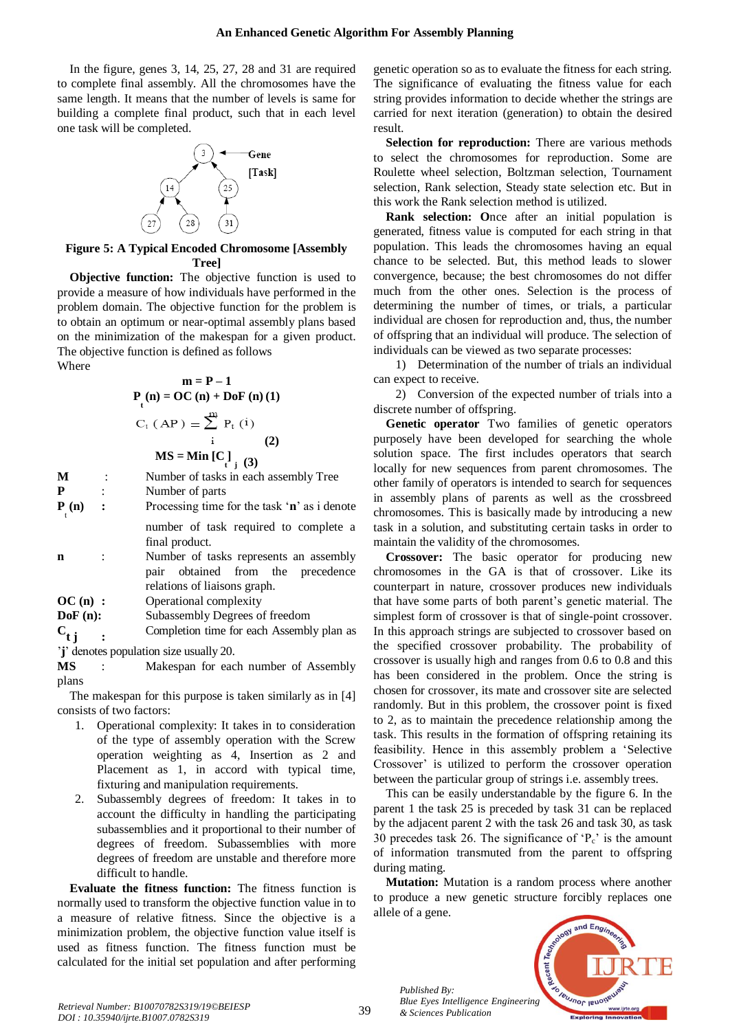In the figure, genes 3, 14, 25, 27, 28 and 31 are required to complete final assembly. All the chromosomes have the same length. It means that the number of levels is same for building a complete final product, such that in each level one task will be completed.

Gene
[Task]
3
14
25
27
28
31

**Figure 5: A Typical Encoded Chromosome [Assembly Tree]**

**Objective function:** The objective function is used to provide a measure of how individuals have performed in the problem domain. The objective function for the problem is to obtain an optimum or near-optimal assembly plans based on the minimization of the makespan for a given product. The objective function is defined as follows

Where

$$m = P - 1$$

$$P_t(n) = OC(n) + DoF(n) \quad (1)$$

$$C_t(AP) = \sum_{i}^{m} P_t(i) \quad (2)$$

$$MS = Min[C_{tj}] \quad (3)$$

| | | |
|---|---|---|
| **M** | : | Number of tasks in each assembly Tree |
| **P** | : | Number of parts |
| $P_t(n)$ | : | Processing time for the task '**n**' as i denote number of task required to complete a final product. |
| **n** | : | Number of tasks represents an assembly pair obtained from the precedence relations of liaisons graph. |
| **OC (n)** | : | Operational complexity |
| **DoF (n):** | | Subassembly Degrees of freedom |
| $C_{tj}$ | : | Completion time for each Assembly plan as |

'**j**' denotes population size usually 20.

**MS** : Makespan for each number of Assembly plans

The makespan for this purpose is taken similarly as in [4] consists of two factors:

1. Operational complexity: It takes in to consideration of the type of assembly operation with the Screw operation weighting as 4, Insertion as 2 and Placement as 1, in accord with typical time, fixturing and manipulation requirements.
2. Subassembly degrees of freedom: It takes in to account the difficulty in handling the participating subassemblies and it proportional to their number of degrees of freedom. Subassemblies with more degrees of freedom are unstable and therefore more difficult to handle.

**Evaluate the fitness function:** The fitness function is normally used to transform the objective function value in to a measure of relative fitness. Since the objective is a minimization problem, the objective function value itself is used as fitness function. The fitness function must be calculated for the initial set population and after performing genetic operation so as to evaluate the fitness for each string. The significance of evaluating the fitness value for each string provides information to decide whether the strings are carried for next iteration (generation) to obtain the desired result.

**Selection for reproduction:** There are various methods to select the chromosomes for reproduction. Some are Roulette wheel selection, Boltzman selection, Tournament selection, Rank selection, Steady state selection etc. But in this work the Rank selection method is utilized.

**Rank selection: O**nce after an initial population is generated, fitness value is computed for each string in that population. This leads the chromosomes having an equal chance to be selected. But, this method leads to slower convergence, because; the best chromosomes do not differ much from the other ones. Selection is the process of determining the number of times, or trials, a particular individual are chosen for reproduction and, thus, the number of offspring that an individual will produce. The selection of individuals can be viewed as two separate processes:

1) Determination of the number of trials an individual can expect to receive.

2) Conversion of the expected number of trials into a discrete number of offspring.

**Genetic operator** Two families of genetic operators purposely have been developed for searching the whole solution space. The first includes operators that search locally for new sequences from parent chromosomes. The other family of operators is intended to search for sequences in assembly plans of parents as well as the crossbreed chromosomes. This is basically made by introducing a new task in a solution, and substituting certain tasks in order to maintain the validity of the chromosomes.

**Crossover:** The basic operator for producing new chromosomes in the GA is that of crossover. Like its counterpart in nature, crossover produces new individuals that have some parts of both parent's genetic material. The simplest form of crossover is that of single-point crossover. In this approach strings are subjected to crossover based on the specified crossover probability. The probability of crossover is usually high and ranges from 0.6 to 0.8 and this has been considered in the problem. Once the string is chosen for crossover, its mate and crossover site are selected randomly. But in this problem, the crossover point is fixed to 2, as to maintain the precedence relationship among the task. This results in the formation of offspring retaining its feasibility. Hence in this assembly problem a 'Selective Crossover' is utilized to perform the crossover operation between the particular group of strings i.e. assembly trees.

This can be easily understandable by the figure 6. In the parent 1 the task 25 is preceded by task 31 can be replaced by the adjacent parent 2 with the task 26 and task 30, as task 30 precedes task 26. The significance of '$P_c$' is the amount of information transmuted from the parent to offspring during mating.

**Mutation:** Mutation is a random process where another to produce a new genetic structure forcibly replaces one allele of a gene.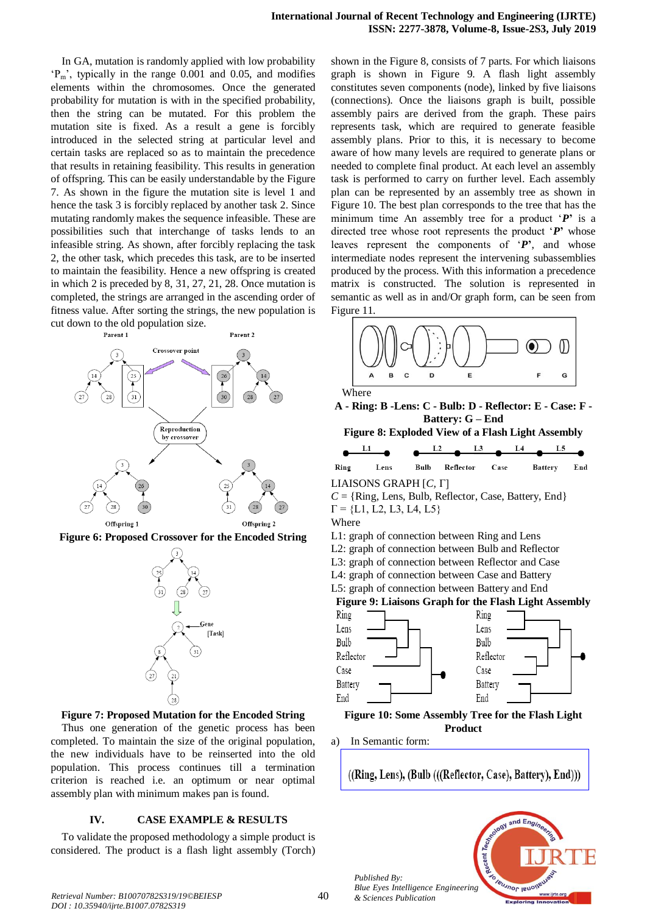In GA, mutation is randomly applied with low probability '$P_m$', typically in the range 0.001 and 0.05, and modifies elements within the chromosomes. Once the generated probability for mutation is with in the specified probability, then the string can be mutated. For this problem the mutation site is fixed. As a result a gene is forcibly introduced in the selected string at particular level and certain tasks are replaced so as to maintain the precedence that results in retaining feasibility. This results in generation of offspring. This can be easily understandable by the Figure 7. As shown in the figure the mutation site is level 1 and hence the task 3 is forcibly replaced by another task 2. Since mutating randomly makes the sequence infeasible. These are possibilities such that interchange of tasks lends to an infeasible string. As shown, after forcibly replacing the task 2, the other task, which precedes this task, are to be inserted to maintain the feasibility. Hence a new offspring is created in which 2 is preceded by 8, 31, 27, 21, 28. Once mutation is completed, the strings are arranged in the ascending order of fitness value. After sorting the strings, the new population is cut down to the old population size.

**Figure 6: Proposed Crossover for the Encoded String**

**Figure 7: Proposed Mutation for the Encoded String**

Thus one generation of the genetic process has been completed. To maintain the size of the original population, the new individuals have to be reinserted into the old population. This process continues till a termination criterion is reached i.e. an optimum or near optimal assembly plan with minimum makes pan is found.

## IV. CASE EXAMPLE & RESULTS

To validate the proposed methodology a simple product is considered. The product is a flash light assembly (Torch) shown in the Figure 8, consists of 7 parts. For which liaisons graph is shown in Figure 9. A flash light assembly constitutes seven components (node), linked by five liaisons (connections). Once the liaisons graph is built, possible assembly pairs are derived from the graph. These pairs represents task, which are required to generate feasible assembly plans. Prior to this, it is necessary to become aware of how many levels are required to generate plans or needed to complete final product. At each level an assembly task is performed to carry on further level. Each assembly plan can be represented by an assembly tree as shown in Figure 10. The best plan corresponds to the tree that has the minimum time An assembly tree for a product '***P***' is a directed tree whose root represents the product '***P***' whose leaves represent the components of '***P***', and whose intermediate nodes represent the intervening subassemblies produced by the process. With this information a precedence matrix is constructed. The solution is represented in semantic as well as in and/Or graph form, can be seen from Figure 11.

Where

**A - Ring: B -Lens: C - Bulb: D - Reflector: E - Case: F - Battery: G – End**

**Figure 8: Exploded View of a Flash Light Assembly**

LIAISONS GRAPH [$C$, $\Gamma$]

$C$ = {Ring, Lens, Bulb, Reflector, Case, Battery, End}

$\Gamma$ = {L1, L2, L3, L4, L5}

Where

L1: graph of connection between Ring and Lens

L2: graph of connection between Bulb and Reflector

L3: graph of connection between Reflector and Case

L4: graph of connection between Case and Battery

L5: graph of connection between Battery and End

**Figure 9: Liaisons Graph for the Flash Light Assembly**

**Figure 10: Some Assembly Tree for the Flash Light Product**

a) In Semantic form:

((Ring, Lens), (Bulb (((Reflector, Case), Battery), End)))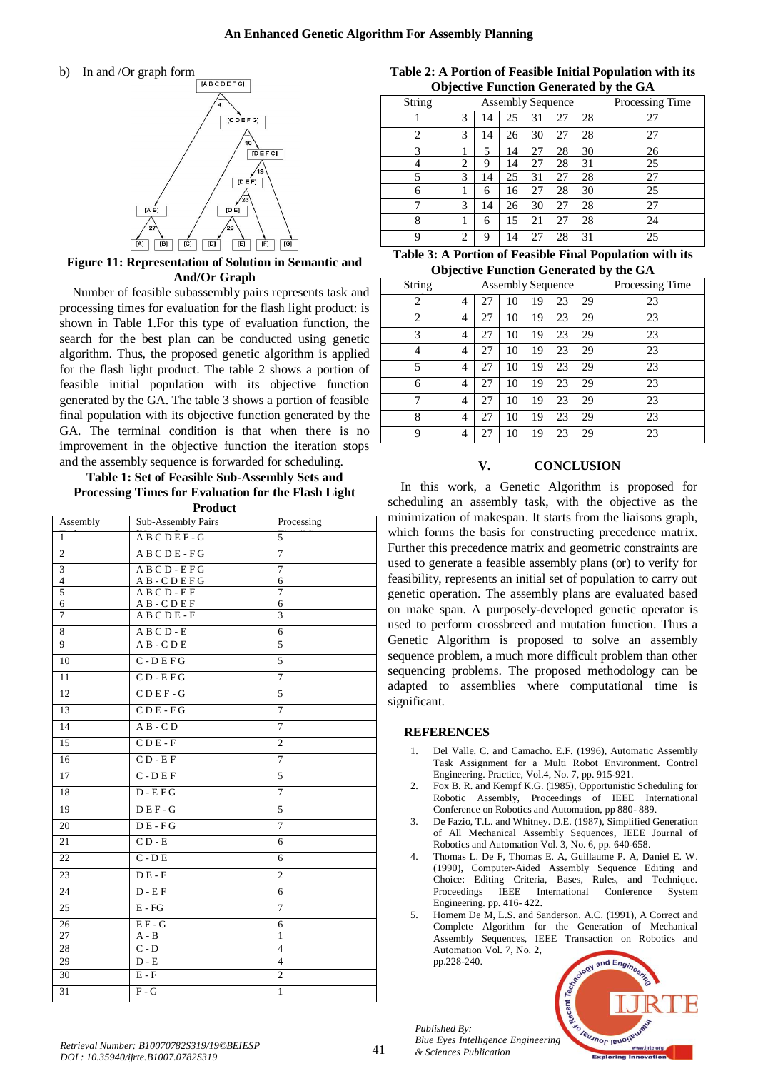b) In and /Or graph form

[A B C D E F G]
4
[C D E F G]
10
[D E F G]
19
[D E F]
23
[D E]
29
[A B]
27
[A] [B] [C] [D] [E] [F] [G]

**Figure 11: Representation of Solution in Semantic and And/Or Graph**

Number of feasible subassembly pairs represents task and processing times for evaluation for the flash light product: is shown in Table 1.For this type of evaluation function, the search for the best plan can be conducted using genetic algorithm. Thus, the proposed genetic algorithm is applied for the flash light product. The table 2 shows a portion of feasible initial population with its objective function generated by the GA. The table 3 shows a portion of feasible final population with its objective function generated by the GA. The terminal condition is that when there is no improvement in the objective function the iteration stops and the assembly sequence is forwarded for scheduling.

**Table 1: Set of Feasible Sub-Assembly Sets and Processing Times for Evaluation for the Flash Light Product**

| Assembly | Sub-Assembly Pairs | Processing |
|---|---|---|
| 1 | A B C D E F - G | 5 |
| 2 | A B C D E - F G | 7 |
| 3 | A B C D - E F G | 7 |
| 4 | A B - C D E F G | 6 |
| 5 | A B C D - E F | 7 |
| 6 | A B - C D E F | 6 |
| 7 | A B C D E - F | 3 |
| 8 | A B C D - E | 6 |
| 9 | A B - C D E | 5 |
| 10 | C - D E F G | 5 |
| 11 | C D - E F G | 7 |
| 12 | C D E F - G | 5 |
| 13 | C D E - F G | 7 |
| 14 | A B - C D | 7 |
| 15 | C D E - F | 2 |
| 16 | C D - E F | 7 |
| 17 | C - D E F | 5 |
| 18 | D - E F G | 7 |
| 19 | D E F - G | 5 |
| 20 | D E - F G | 7 |
| 21 | C D - E | 6 |
| 22 | C - D E | 6 |
| 23 | D E - F | 2 |
| 24 | D - E F | 6 |
| 25 | E - FG | 7 |
| 26 | E F - G | 6 |
| 27 | A - B | 1 |
| 28 | C - D | 4 |
| 29 | D - E | 4 |
| 30 | E - F | 2 |
| 31 | F - G | 1 |

**Table 2: A Portion of Feasible Initial Population with its Objective Function Generated by the GA**

| String | Assembly Sequence | | | | | | Processing Time |
|---|---|---|---|---|---|---|---|
| 1 | 3 | 14 | 25 | 31 | 27 | 28 | 27 |
| 2 | 3 | 14 | 26 | 30 | 27 | 28 | 27 |
| 3 | 1 | 5 | 14 | 27 | 28 | 30 | 26 |
| 4 | 2 | 9 | 14 | 27 | 28 | 31 | 25 |
| 5 | 3 | 14 | 25 | 31 | 27 | 28 | 27 |
| 6 | 1 | 6 | 16 | 27 | 28 | 30 | 25 |
| 7 | 3 | 14 | 26 | 30 | 27 | 28 | 27 |
| 8 | 1 | 6 | 15 | 21 | 27 | 28 | 24 |
| 9 | 2 | 9 | 14 | 27 | 28 | 31 | 25 |

**Table 3: A Portion of Feasible Final Population with its Objective Function Generated by the GA**

| String | Assembly Sequence | | | | | | Processing Time |
|---|---|---|---|---|---|---|---|
| 2 | 4 | 27 | 10 | 19 | 23 | 29 | 23 |
| 2 | 4 | 27 | 10 | 19 | 23 | 29 | 23 |
| 3 | 4 | 27 | 10 | 19 | 23 | 29 | 23 |
| 4 | 4 | 27 | 10 | 19 | 23 | 29 | 23 |
| 5 | 4 | 27 | 10 | 19 | 23 | 29 | 23 |
| 6 | 4 | 27 | 10 | 19 | 23 | 29 | 23 |
| 7 | 4 | 27 | 10 | 19 | 23 | 29 | 23 |
| 8 | 4 | 27 | 10 | 19 | 23 | 29 | 23 |
| 9 | 4 | 27 | 10 | 19 | 23 | 29 | 23 |

## V. CONCLUSION

In this work, a Genetic Algorithm is proposed for scheduling an assembly task, with the objective as the minimization of makespan. It starts from the liaisons graph, which forms the basis for constructing precedence matrix. Further this precedence matrix and geometric constraints are used to generate a feasible assembly plans (or) to verify for feasibility, represents an initial set of population to carry out genetic operation. The assembly plans are evaluated based on make span. A purposely-developed genetic operator is used to perform crossbreed and mutation function. Thus a Genetic Algorithm is proposed to solve an assembly sequence problem, a much more difficult problem than other sequencing problems. The proposed methodology can be adapted to assemblies where computational time is significant.

## REFERENCES

1. Del Valle, C. and Camacho. E.F. (1996), Automatic Assembly Task Assignment for a Multi Robot Environment. Control Engineering. Practice, Vol.4, No. 7, pp. 915-921.
2. Fox B. R. and Kempf K.G. (1985), Opportunistic Scheduling for Robotic Assembly, Proceedings of IEEE International Conference on Robotics and Automation, pp 880- 889.
3. De Fazio, T.L. and Whitney. D.E. (1987), Simplified Generation of All Mechanical Assembly Sequences, IEEE Journal of Robotics and Automation Vol. 3, No. 6, pp. 640-658.
4. Thomas L. De F, Thomas E. A, Guillaume P. A, Daniel E. W. (1990), Computer-Aided Assembly Sequence Editing and Choice: Editing Criteria, Bases, Rules, and Technique. Proceedings IEEE International Conference System Engineering. pp. 416- 422.
5. Homem De M, L.S. and Sanderson. A.C. (1991), A Correct and Complete Algorithm for the Generation of Mechanical Assembly Sequences, IEEE Transaction on Robotics and Automation Vol. 7, No. 2, pp.228-240.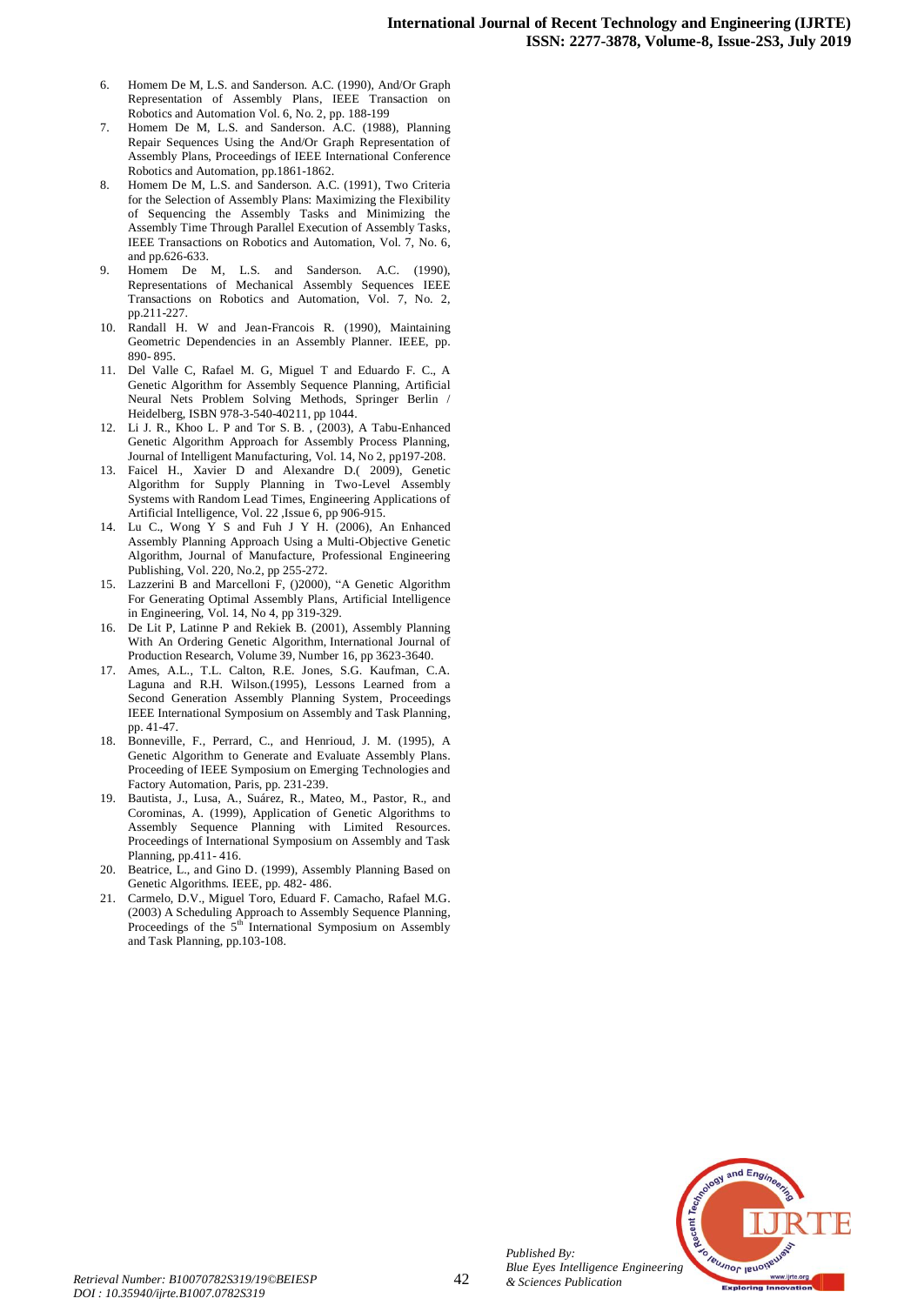6. Homem De M, L.S. and Sanderson. A.C. (1990), And/Or Graph Representation of Assembly Plans, IEEE Transaction on Robotics and Automation Vol. 6, No. 2, pp. 188-199
7. Homem De M, L.S. and Sanderson. A.C. (1988), Planning Repair Sequences Using the And/Or Graph Representation of Assembly Plans, Proceedings of IEEE International Conference Robotics and Automation, pp.1861-1862.
8. Homem De M, L.S. and Sanderson. A.C. (1991), Two Criteria for the Selection of Assembly Plans: Maximizing the Flexibility of Sequencing the Assembly Tasks and Minimizing the Assembly Time Through Parallel Execution of Assembly Tasks, IEEE Transactions on Robotics and Automation, Vol. 7, No. 6, and pp.626-633.
9. Homem De M, L.S. and Sanderson. A.C. (1990), Representations of Mechanical Assembly Sequences IEEE Transactions on Robotics and Automation, Vol. 7, No. 2, pp.211-227.
10. Randall H. W and Jean-Francois R. (1990), Maintaining Geometric Dependencies in an Assembly Planner. IEEE, pp. 890- 895.
11. Del Valle C, Rafael M. G, Miguel T and Eduardo F. C., A Genetic Algorithm for Assembly Sequence Planning, Artificial Neural Nets Problem Solving Methods, Springer Berlin / Heidelberg, ISBN 978-3-540-40211, pp 1044.
12. Li J. R., Khoo L. P and Tor S. B. , (2003), A Tabu-Enhanced Genetic Algorithm Approach for Assembly Process Planning, Journal of Intelligent Manufacturing, Vol. 14, No 2, pp197-208.
13. Faicel H., Xavier D and Alexandre D.( 2009), Genetic Algorithm for Supply Planning in Two-Level Assembly Systems with Random Lead Times, Engineering Applications of Artificial Intelligence, Vol. 22 ,Issue 6, pp 906-915.
14. Lu C., Wong Y S and Fuh J Y H. (2006), An Enhanced Assembly Planning Approach Using a Multi-Objective Genetic Algorithm, Journal of Manufacture, Professional Engineering Publishing, Vol. 220, No.2, pp 255-272.
15. Lazzerini B and Marcelloni F, ()2000), "A Genetic Algorithm For Generating Optimal Assembly Plans, Artificial Intelligence in Engineering, Vol. 14, No 4, pp 319-329.
16. De Lit P, Latinne P and Rekiek B. (2001), Assembly Planning With An Ordering Genetic Algorithm, International Journal of Production Research, Volume 39, Number 16, pp 3623-3640.
17. Ames, A.L., T.L. Calton, R.E. Jones, S.G. Kaufman, C.A. Laguna and R.H. Wilson.(1995), Lessons Learned from a Second Generation Assembly Planning System, Proceedings IEEE International Symposium on Assembly and Task Planning, pp. 41-47.
18. Bonneville, F., Perrard, C., and Henrioud, J. M. (1995), A Genetic Algorithm to Generate and Evaluate Assembly Plans. Proceeding of IEEE Symposium on Emerging Technologies and Factory Automation, Paris, pp. 231-239.
19. Bautista, J., Lusa, A., Suárez, R., Mateo, M., Pastor, R., and Corominas, A. (1999), Application of Genetic Algorithms to Assembly Sequence Planning with Limited Resources. Proceedings of International Symposium on Assembly and Task Planning, pp.411- 416.
20. Beatrice, L., and Gino D. (1999), Assembly Planning Based on Genetic Algorithms. IEEE, pp. 482- 486.
21. Carmelo, D.V., Miguel Toro, Eduard F. Camacho, Rafael M.G. (2003) A Scheduling Approach to Assembly Sequence Planning, Proceedings of the 5th International Symposium on Assembly and Task Planning, pp.103-108.